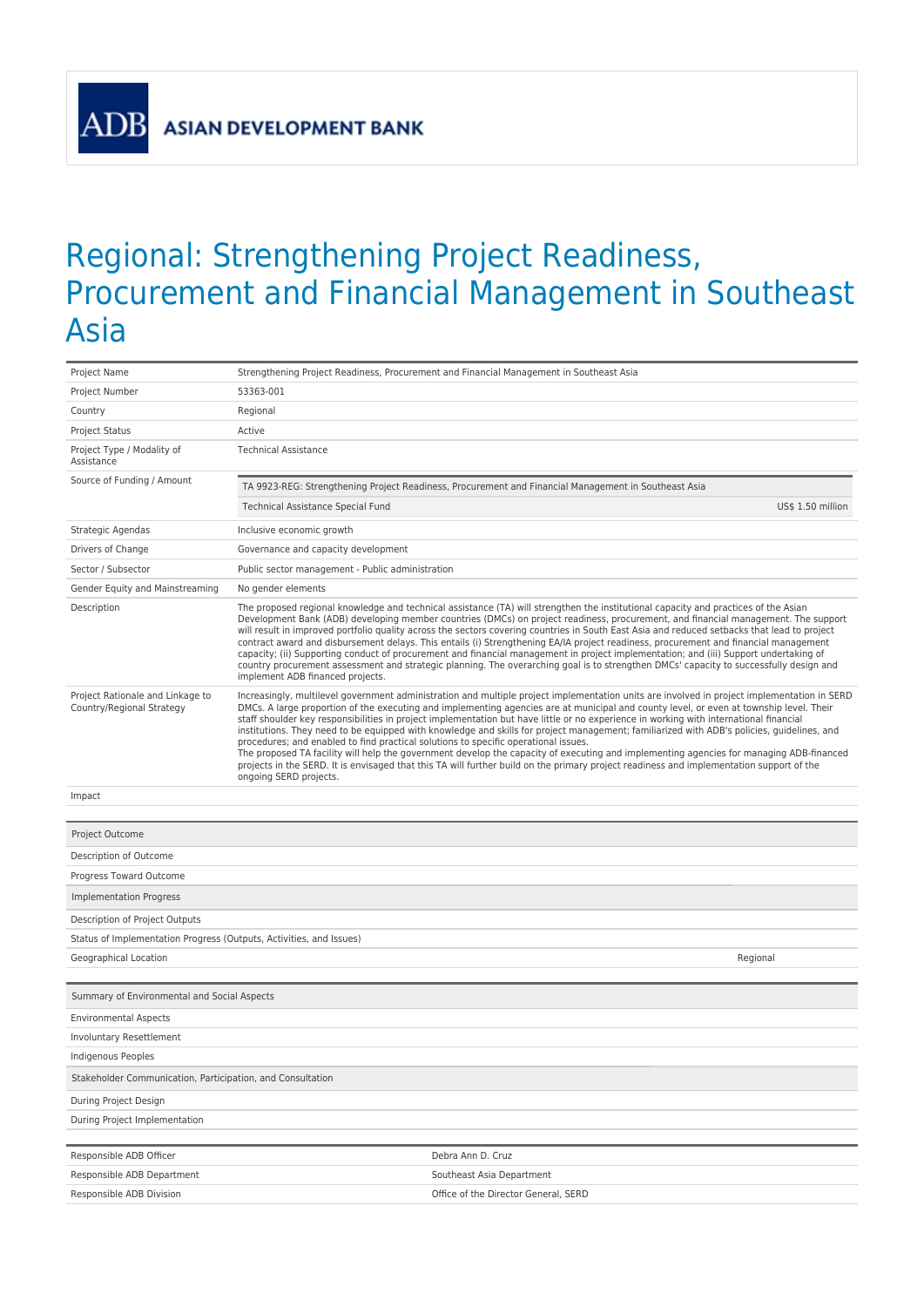ADB ASIAN DEVELOPMENT BANK

# Regional: Strengthening Project Readiness, Procurement and Financial Management in Southeast Asia

| | |
|---|---|
| Project Name | Strengthening Project Readiness, Procurement and Financial Management in Southeast Asia |
| Project Number | 53363-001 |
| Country | Regional |
| Project Status | Active |
| Project Type / Modality of Assistance | Technical Assistance |
| Source of Funding / Amount | TA 9923-REG: Strengthening Project Readiness, Procurement and Financial Management in Southeast Asia<br>Technical Assistance Special Fund — US$ 1.50 million |
| Strategic Agendas | Inclusive economic growth |
| Drivers of Change | Governance and capacity development |
| Sector / Subsector | Public sector management - Public administration |
| Gender Equity and Mainstreaming | No gender elements |
| Description | The proposed regional knowledge and technical assistance (TA) will strengthen the institutional capacity and practices of the Asian Development Bank (ADB) developing member countries (DMCs) on project readiness, procurement, and financial management. The support will result in improved portfolio quality across the sectors covering countries in South East Asia and reduced setbacks that lead to project contract award and disbursement delays. This entails (i) Strengthening EA/IA project readiness, procurement and financial management capacity; (ii) Supporting conduct of procurement and financial management in project implementation; and (iii) Support undertaking of country procurement assessment and strategic planning. The overarching goal is to strengthen DMCs' capacity to successfully design and implement ADB financed projects. |
| Project Rationale and Linkage to Country/Regional Strategy | Increasingly, multilevel government administration and multiple project implementation units are involved in project implementation in SERD DMCs. A large proportion of the executing and implementing agencies are at municipal and county level, or even at township level. Their staff shoulder key responsibilities in project implementation but have little or no experience in working with international financial institutions. They need to be equipped with knowledge and skills for project management; familiarized with ADB's policies, guidelines, and procedures; and enabled to find practical solutions to specific operational issues.<br>The proposed TA facility will help the government develop the capacity of executing and implementing agencies for managing ADB-financed projects in the SERD. It is envisaged that this TA will further build on the primary project readiness and implementation support of the ongoing SERD projects. |
| Impact | |

| | |
|---|---|
| Project Outcome | |
| Description of Outcome | |
| Progress Toward Outcome | |
| Implementation Progress | |
| Description of Project Outputs | |
| Status of Implementation Progress (Outputs, Activities, and Issues) | |
| Geographical Location | Regional |

| | |
|---|---|
| Summary of Environmental and Social Aspects | |
| Environmental Aspects | |
| Involuntary Resettlement | |
| Indigenous Peoples | |
| Stakeholder Communication, Participation, and Consultation | |
| During Project Design | |
| During Project Implementation | |

| | |
|---|---|
| Responsible ADB Officer | Debra Ann D. Cruz |
| Responsible ADB Department | Southeast Asia Department |
| Responsible ADB Division | Office of the Director General, SERD |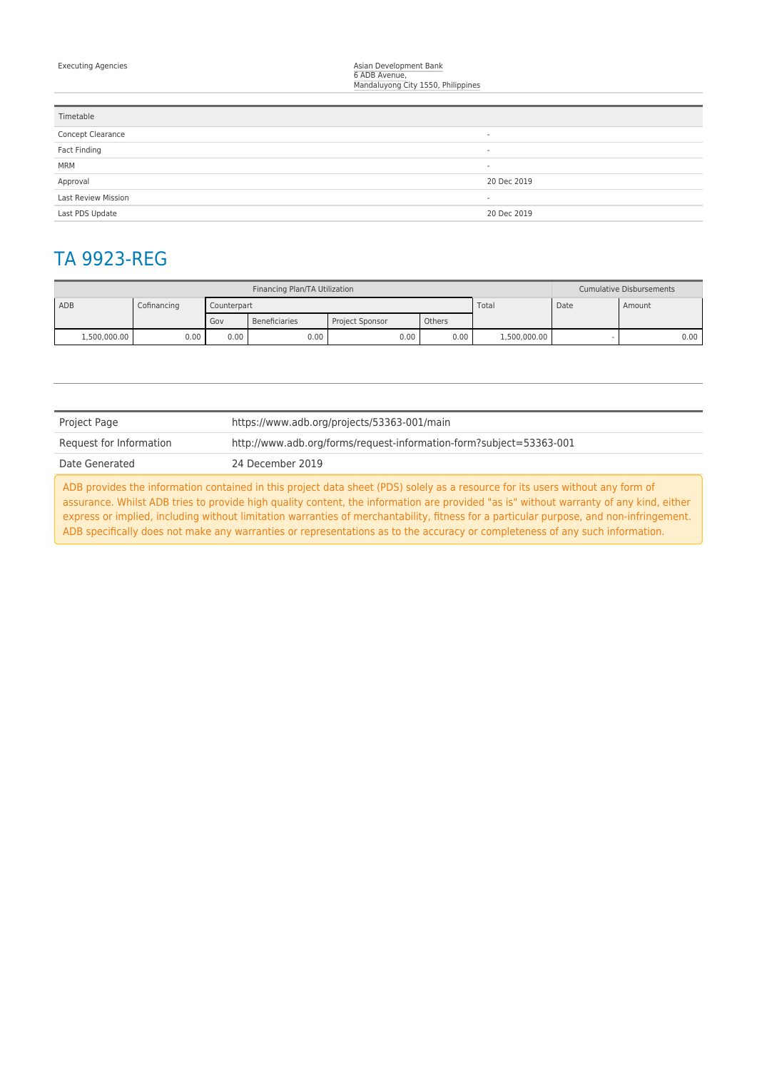| | |
|---|---|
| Executing Agencies | Asian Development Bank<br>6 ADB Avenue,<br>Mandaluyong City 1550, Philippines |

| Timetable | |
|---|---|
| Concept Clearance | - |
| Fact Finding | - |
| MRM | - |
| Approval | 20 Dec 2019 |
| Last Review Mission | - |
| Last PDS Update | 20 Dec 2019 |

## TA 9923-REG

| Financing Plan/TA Utilization | | | | | | | | Cumulative Disbursements | |
|---|---|---|---|---|---|---|---|---|---|
| ADB | Cofinancing | Counterpart | | | | | Total | Date | Amount |
| | | Gov | Beneficiaries | Project Sponsor | Others | | | | |
| 1,500,000.00 | 0.00 | 0.00 | 0.00 | 0.00 | 0.00 | | 1,500,000.00 | - | 0.00 |

| | |
|---|---|
| Project Page | https://www.adb.org/projects/53363-001/main |
| Request for Information | http://www.adb.org/forms/request-information-form?subject=53363-001 |
| Date Generated | 24 December 2019 |

ADB provides the information contained in this project data sheet (PDS) solely as a resource for its users without any form of assurance. Whilst ADB tries to provide high quality content, the information are provided "as is" without warranty of any kind, either express or implied, including without limitation warranties of merchantability, fitness for a particular purpose, and non-infringement. ADB specifically does not make any warranties or representations as to the accuracy or completeness of any such information.